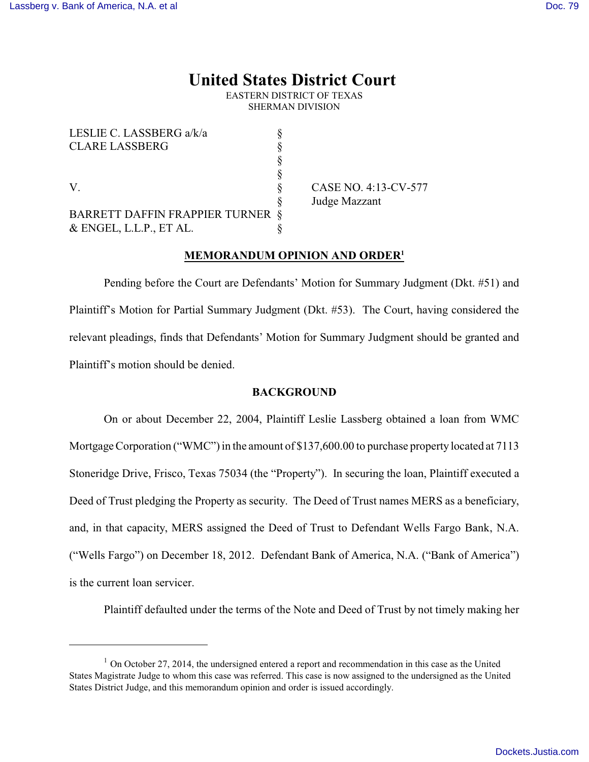# United States District Court

EASTERN DISTRICT OF TEXAS
SHERMAN DIVISION

| | | |
|---|---|---|
| LESLIE C. LASSBERG a/k/a CLARE LASSBERG | § | |
| | § | |
| V. | § | CASE NO. 4:13-CV-577 |
| | § | Judge Mazzant |
| BARRETT DAFFIN FRAPPIER TURNER & ENGEL, L.L.P., ET AL. | § | |

## MEMORANDUM OPINION AND ORDER[1]

Pending before the Court are Defendants' Motion for Summary Judgment (Dkt. #51) and Plaintiff's Motion for Partial Summary Judgment (Dkt. #53). The Court, having considered the relevant pleadings, finds that Defendants' Motion for Summary Judgment should be granted and Plaintiff's motion should be denied.

### BACKGROUND

On or about December 22, 2004, Plaintiff Leslie Lassberg obtained a loan from WMC Mortgage Corporation ("WMC") in the amount of $137,600.00 to purchase property located at 7113 Stoneridge Drive, Frisco, Texas 75034 (the "Property"). In securing the loan, Plaintiff executed a Deed of Trust pledging the Property as security. The Deed of Trust names MERS as a beneficiary, and, in that capacity, MERS assigned the Deed of Trust to Defendant Wells Fargo Bank, N.A. ("Wells Fargo") on December 18, 2012. Defendant Bank of America, N.A. ("Bank of America") is the current loan servicer.

Plaintiff defaulted under the terms of the Note and Deed of Trust by not timely making her

---

[1] On October 27, 2014, the undersigned entered a report and recommendation in this case as the United States Magistrate Judge to whom this case was referred. This case is now assigned to the undersigned as the United States District Judge, and this memorandum opinion and order is issued accordingly.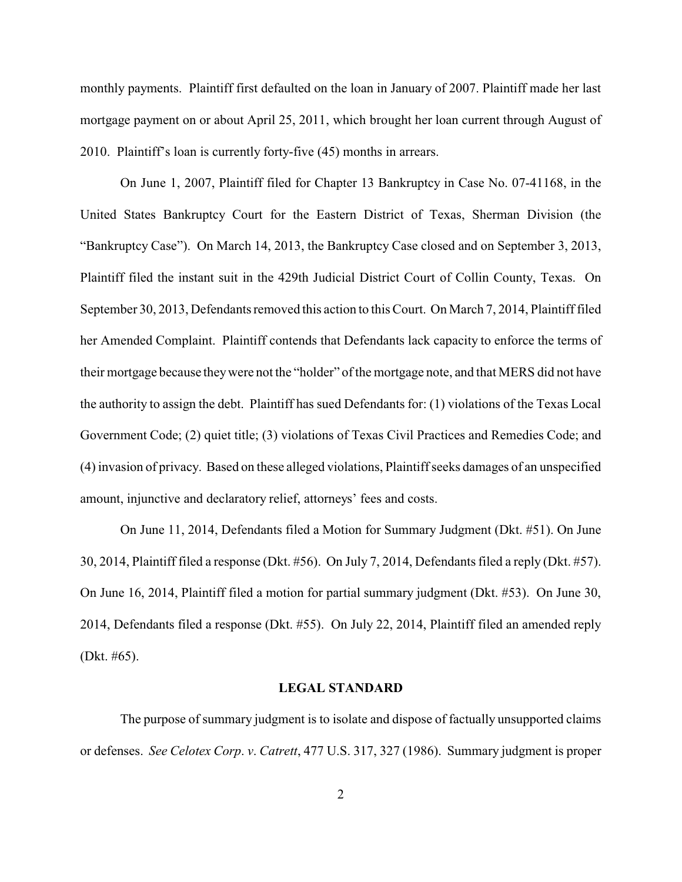monthly payments. Plaintiff first defaulted on the loan in January of 2007. Plaintiff made her last mortgage payment on or about April 25, 2011, which brought her loan current through August of 2010. Plaintiff's loan is currently forty-five (45) months in arrears.

On June 1, 2007, Plaintiff filed for Chapter 13 Bankruptcy in Case No. 07-41168, in the United States Bankruptcy Court for the Eastern District of Texas, Sherman Division (the "Bankruptcy Case"). On March 14, 2013, the Bankruptcy Case closed and on September 3, 2013, Plaintiff filed the instant suit in the 429th Judicial District Court of Collin County, Texas. On September 30, 2013, Defendants removed this action to this Court. On March 7, 2014, Plaintiff filed her Amended Complaint. Plaintiff contends that Defendants lack capacity to enforce the terms of their mortgage because they were not the "holder" of the mortgage note, and that MERS did not have the authority to assign the debt. Plaintiff has sued Defendants for: (1) violations of the Texas Local Government Code; (2) quiet title; (3) violations of Texas Civil Practices and Remedies Code; and (4) invasion of privacy. Based on these alleged violations, Plaintiff seeks damages of an unspecified amount, injunctive and declaratory relief, attorneys' fees and costs.

On June 11, 2014, Defendants filed a Motion for Summary Judgment (Dkt. #51). On June 30, 2014, Plaintiff filed a response (Dkt. #56). On July 7, 2014, Defendants filed a reply (Dkt. #57). On June 16, 2014, Plaintiff filed a motion for partial summary judgment (Dkt. #53). On June 30, 2014, Defendants filed a response (Dkt. #55). On July 22, 2014, Plaintiff filed an amended reply (Dkt. #65).

## LEGAL STANDARD

The purpose of summary judgment is to isolate and dispose of factually unsupported claims or defenses. *See Celotex Corp. v. Catrett*, 477 U.S. 317, 327 (1986). Summary judgment is proper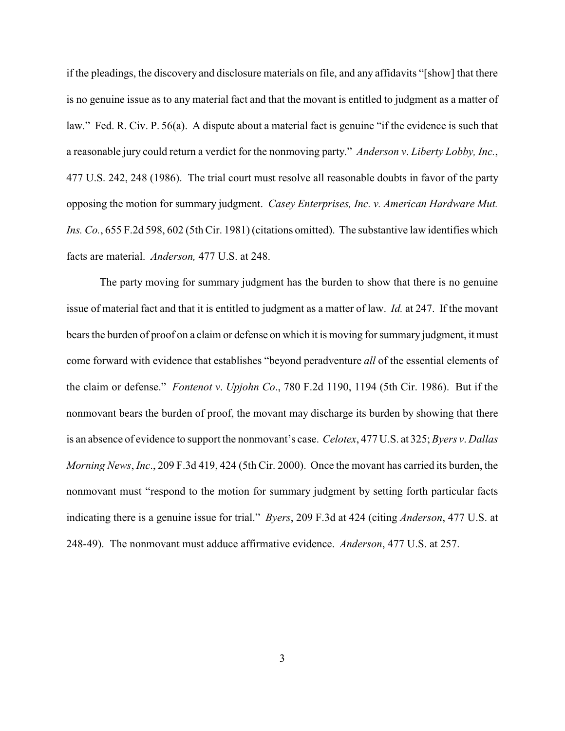if the pleadings, the discovery and disclosure materials on file, and any affidavits "[show] that there is no genuine issue as to any material fact and that the movant is entitled to judgment as a matter of law." Fed. R. Civ. P. 56(a). A dispute about a material fact is genuine "if the evidence is such that a reasonable jury could return a verdict for the nonmoving party." *Anderson v. Liberty Lobby, Inc.*, 477 U.S. 242, 248 (1986). The trial court must resolve all reasonable doubts in favor of the party opposing the motion for summary judgment. *Casey Enterprises, Inc. v. American Hardware Mut. Ins. Co.*, 655 F.2d 598, 602 (5th Cir. 1981) (citations omitted). The substantive law identifies which facts are material. *Anderson,* 477 U.S. at 248.

The party moving for summary judgment has the burden to show that there is no genuine issue of material fact and that it is entitled to judgment as a matter of law. *Id.* at 247. If the movant bears the burden of proof on a claim or defense on which it is moving for summary judgment, it must come forward with evidence that establishes "beyond peradventure *all* of the essential elements of the claim or defense." *Fontenot v. Upjohn Co*., 780 F.2d 1190, 1194 (5th Cir. 1986). But if the nonmovant bears the burden of proof, the movant may discharge its burden by showing that there is an absence of evidence to support the nonmovant's case. *Celotex*, 477 U.S. at 325; *Byers v. Dallas Morning News*, *Inc*., 209 F.3d 419, 424 (5th Cir. 2000). Once the movant has carried its burden, the nonmovant must "respond to the motion for summary judgment by setting forth particular facts indicating there is a genuine issue for trial." *Byers*, 209 F.3d at 424 (citing *Anderson*, 477 U.S. at 248-49). The nonmovant must adduce affirmative evidence. *Anderson*, 477 U.S. at 257.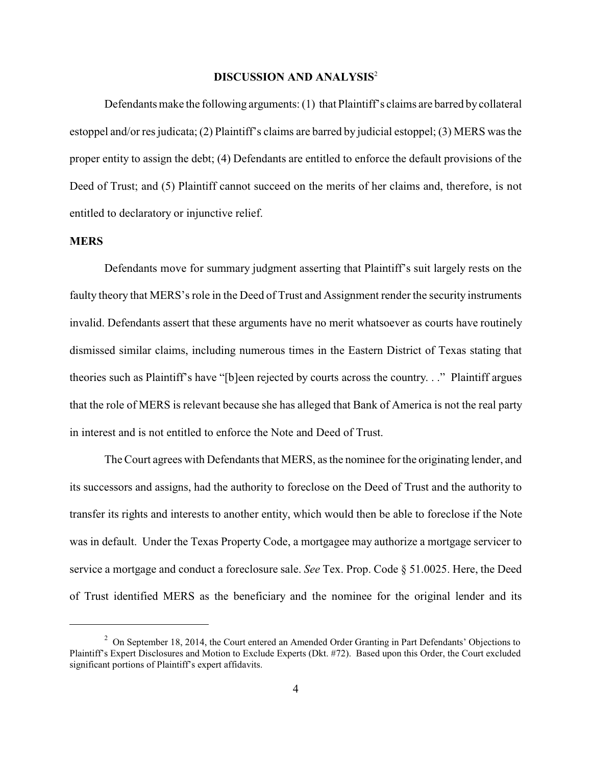## DISCUSSION AND ANALYSIS[2]

Defendants make the following arguments: (1) that Plaintiff's claims are barred by collateral estoppel and/or res judicata; (2) Plaintiff's claims are barred by judicial estoppel; (3) MERS was the proper entity to assign the debt; (4) Defendants are entitled to enforce the default provisions of the Deed of Trust; and (5) Plaintiff cannot succeed on the merits of her claims and, therefore, is not entitled to declaratory or injunctive relief.

### MERS

Defendants move for summary judgment asserting that Plaintiff's suit largely rests on the faulty theory that MERS's role in the Deed of Trust and Assignment render the security instruments invalid. Defendants assert that these arguments have no merit whatsoever as courts have routinely dismissed similar claims, including numerous times in the Eastern District of Texas stating that theories such as Plaintiff's have "[b]een rejected by courts across the country. . ." Plaintiff argues that the role of MERS is relevant because she has alleged that Bank of America is not the real party in interest and is not entitled to enforce the Note and Deed of Trust.

The Court agrees with Defendants that MERS, as the nominee for the originating lender, and its successors and assigns, had the authority to foreclose on the Deed of Trust and the authority to transfer its rights and interests to another entity, which would then be able to foreclose if the Note was in default. Under the Texas Property Code, a mortgagee may authorize a mortgage servicer to service a mortgage and conduct a foreclosure sale. *See* Tex. Prop. Code § 51.0025. Here, the Deed of Trust identified MERS as the beneficiary and the nominee for the original lender and its

---

[2] On September 18, 2014, the Court entered an Amended Order Granting in Part Defendants' Objections to Plaintiff's Expert Disclosures and Motion to Exclude Experts (Dkt. #72). Based upon this Order, the Court excluded significant portions of Plaintiff's expert affidavits.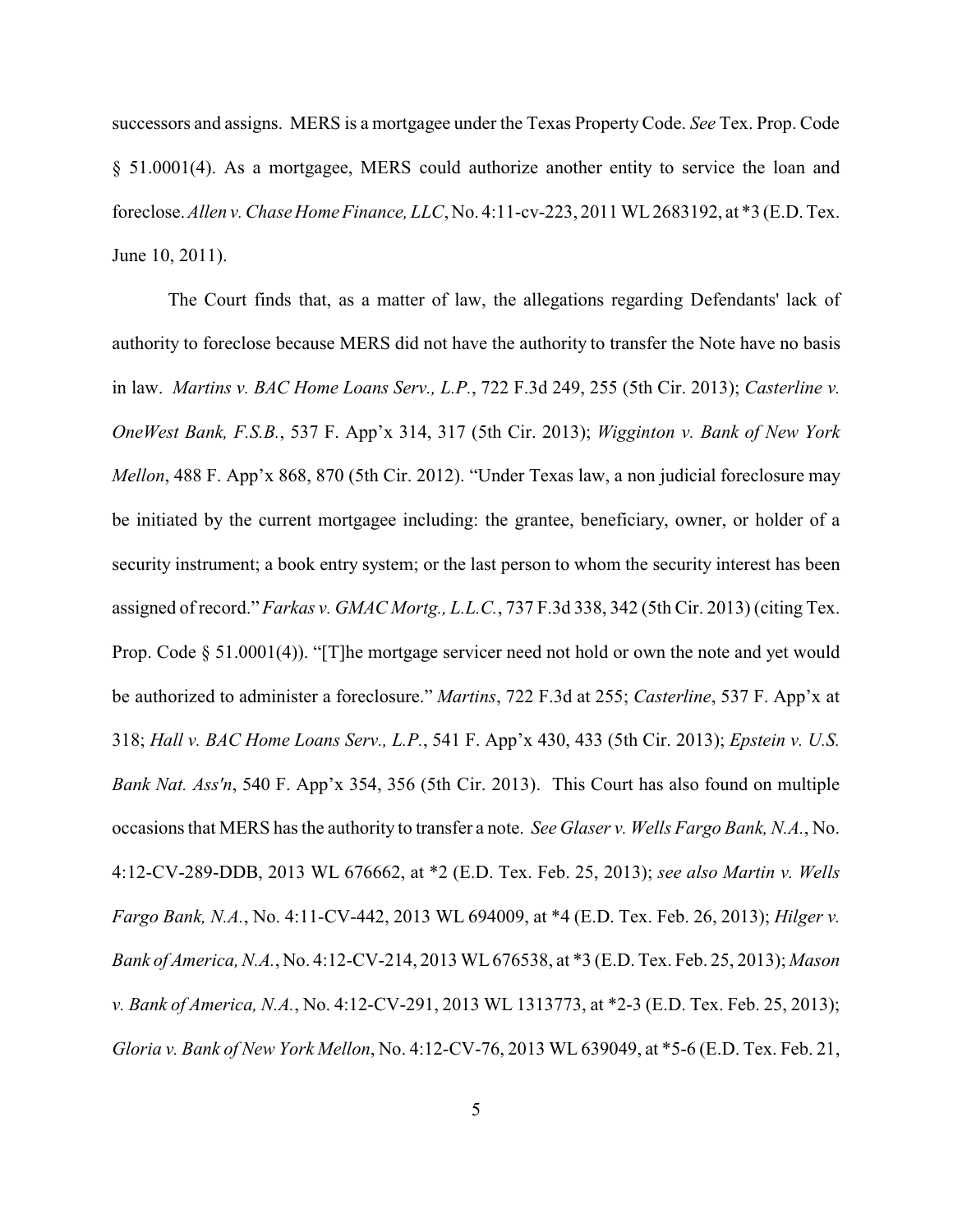successors and assigns. MERS is a mortgagee under the Texas Property Code. *See* Tex. Prop. Code § 51.0001(4). As a mortgagee, MERS could authorize another entity to service the loan and foreclose. *Allen v. Chase Home Finance, LLC*, No. 4:11-cv-223, 2011 WL 2683192, at *3 (E.D. Tex. June 10, 2011).

The Court finds that, as a matter of law, the allegations regarding Defendants' lack of authority to foreclose because MERS did not have the authority to transfer the Note have no basis in law. *Martins v. BAC Home Loans Serv., L.P.*, 722 F.3d 249, 255 (5th Cir. 2013); *Casterline v. OneWest Bank, F.S.B.*, 537 F. App'x 314, 317 (5th Cir. 2013); *Wigginton v. Bank of New York Mellon*, 488 F. App'x 868, 870 (5th Cir. 2012). "Under Texas law, a non judicial foreclosure may be initiated by the current mortgagee including: the grantee, beneficiary, owner, or holder of a security instrument; a book entry system; or the last person to whom the security interest has been assigned of record." *Farkas v. GMAC Mortg., L.L.C.*, 737 F.3d 338, 342 (5th Cir. 2013) (citing Tex. Prop. Code § 51.0001(4)). "[T]he mortgage servicer need not hold or own the note and yet would be authorized to administer a foreclosure." *Martins*, 722 F.3d at 255; *Casterline*, 537 F. App'x at 318; *Hall v. BAC Home Loans Serv., L.P.*, 541 F. App'x 430, 433 (5th Cir. 2013); *Epstein v. U.S. Bank Nat. Ass'n*, 540 F. App'x 354, 356 (5th Cir. 2013). This Court has also found on multiple occasions that MERS has the authority to transfer a note. *See Glaser v. Wells Fargo Bank, N.A.*, No. 4:12-CV-289-DDB, 2013 WL 676662, at *2 (E.D. Tex. Feb. 25, 2013); *see also Martin v. Wells Fargo Bank, N.A.*, No. 4:11-CV-442, 2013 WL 694009, at *4 (E.D. Tex. Feb. 26, 2013); *Hilger v. Bank of America, N.A.*, No. 4:12-CV-214, 2013 WL 676538, at *3 (E.D. Tex. Feb. 25, 2013); *Mason v. Bank of America, N.A.*, No. 4:12-CV-291, 2013 WL 1313773, at *2-3 (E.D. Tex. Feb. 25, 2013); *Gloria v. Bank of New York Mellon*, No. 4:12-CV-76, 2013 WL 639049, at *5-6 (E.D. Tex. Feb. 21,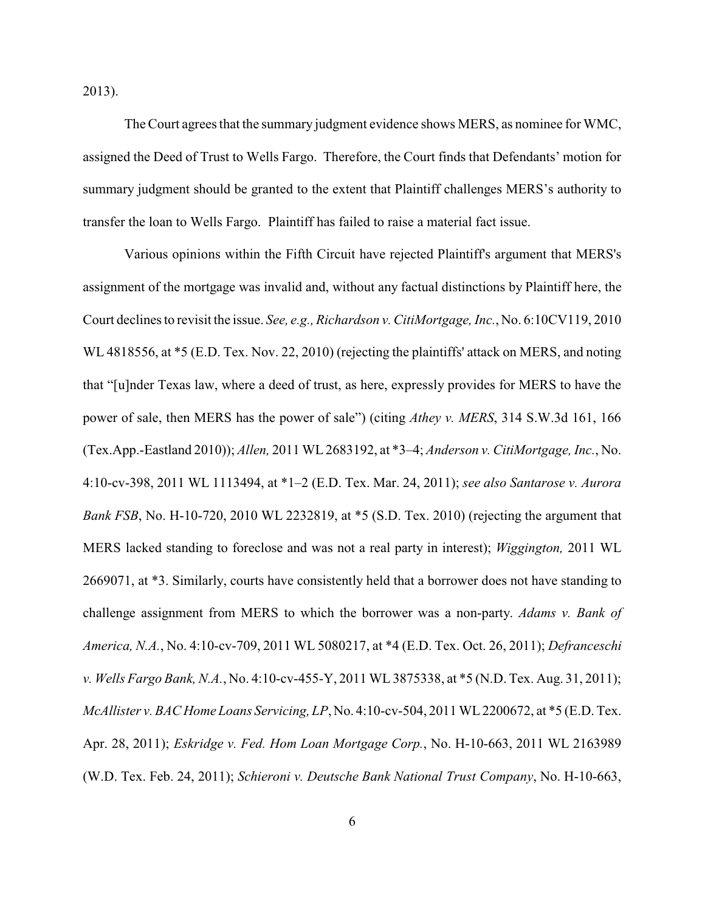2013).

The Court agrees that the summary judgment evidence shows MERS, as nominee for WMC, assigned the Deed of Trust to Wells Fargo. Therefore, the Court finds that Defendants' motion for summary judgment should be granted to the extent that Plaintiff challenges MERS's authority to transfer the loan to Wells Fargo. Plaintiff has failed to raise a material fact issue.

Various opinions within the Fifth Circuit have rejected Plaintiff's argument that MERS's assignment of the mortgage was invalid and, without any factual distinctions by Plaintiff here, the Court declines to revisit the issue. *See, e.g., Richardson v. CitiMortgage, Inc.*, No. 6:10CV119, 2010 WL 4818556, at *5 (E.D. Tex. Nov. 22, 2010) (rejecting the plaintiffs' attack on MERS, and noting that "[u]nder Texas law, where a deed of trust, as here, expressly provides for MERS to have the power of sale, then MERS has the power of sale") (citing *Athey v. MERS*, 314 S.W.3d 161, 166 (Tex.App.-Eastland 2010)); *Allen,* 2011 WL 2683192, at *3–4; *Anderson v. CitiMortgage, Inc.*, No. 4:10-cv-398, 2011 WL 1113494, at *1–2 (E.D. Tex. Mar. 24, 2011); *see also Santarose v. Aurora Bank FSB*, No. H-10-720, 2010 WL 2232819, at *5 (S.D. Tex. 2010) (rejecting the argument that MERS lacked standing to foreclose and was not a real party in interest); *Wiggington,* 2011 WL 2669071, at *3. Similarly, courts have consistently held that a borrower does not have standing to challenge assignment from MERS to which the borrower was a non-party. *Adams v. Bank of America, N.A.*, No. 4:10-cv-709, 2011 WL 5080217, at *4 (E.D. Tex. Oct. 26, 2011); *Defranceschi v. Wells Fargo Bank, N.A.*, No. 4:10-cv-455-Y, 2011 WL 3875338, at *5 (N.D. Tex. Aug. 31, 2011); *McAllister v. BAC Home Loans Servicing, LP*, No. 4:10-cv-504, 2011 WL 2200672, at *5 (E.D. Tex. Apr. 28, 2011); *Eskridge v. Fed. Hom Loan Mortgage Corp.*, No. H-10-663, 2011 WL 2163989 (W.D. Tex. Feb. 24, 2011); *Schieroni v. Deutsche Bank National Trust Company*, No. H-10-663,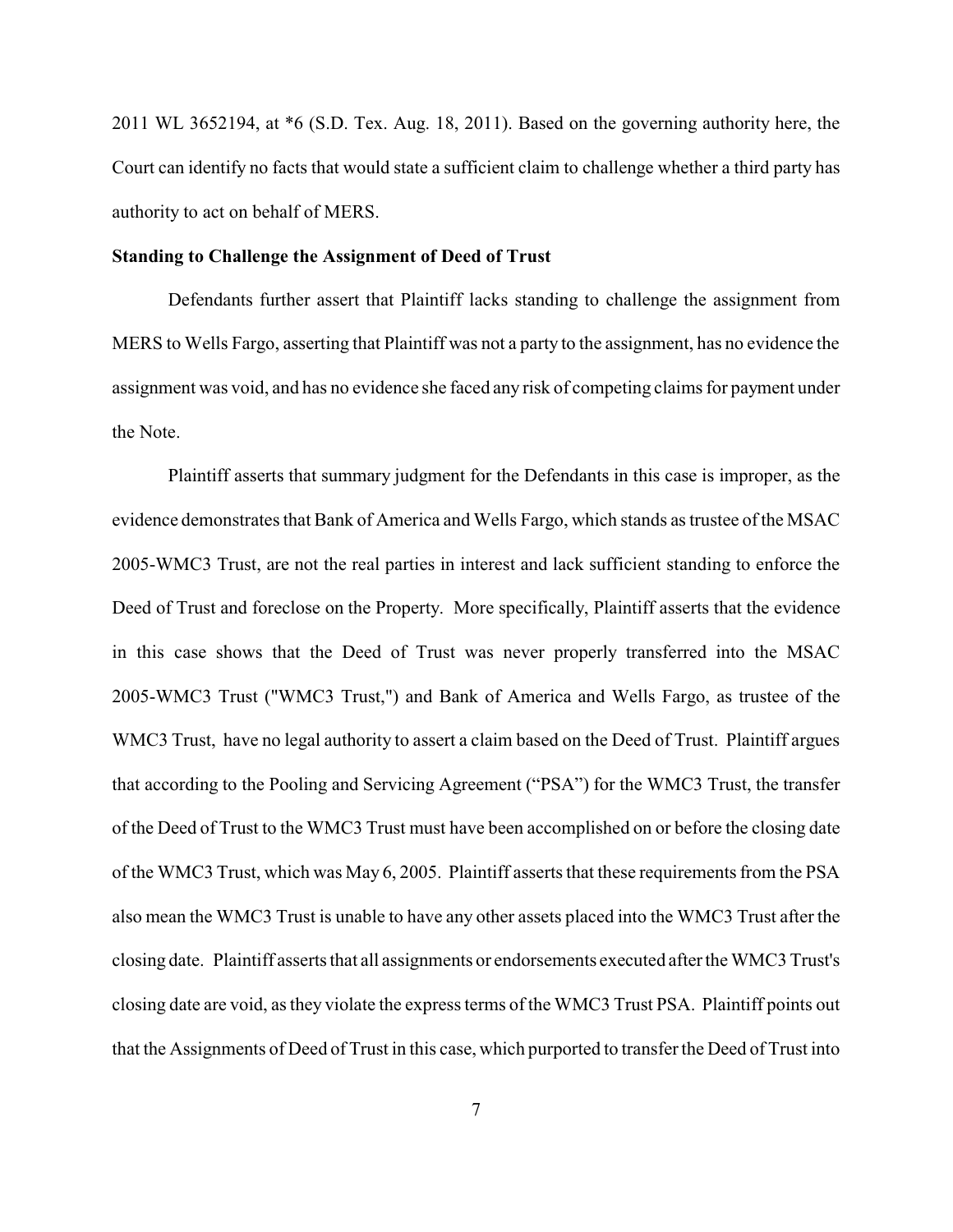2011 WL 3652194, at *6 (S.D. Tex. Aug. 18, 2011). Based on the governing authority here, the Court can identify no facts that would state a sufficient claim to challenge whether a third party has authority to act on behalf of MERS.

**Standing to Challenge the Assignment of Deed of Trust**

Defendants further assert that Plaintiff lacks standing to challenge the assignment from MERS to Wells Fargo, asserting that Plaintiff was not a party to the assignment, has no evidence the assignment was void, and has no evidence she faced any risk of competing claims for payment under the Note.

Plaintiff asserts that summary judgment for the Defendants in this case is improper, as the evidence demonstrates that Bank of America and Wells Fargo, which stands as trustee of the MSAC 2005-WMC3 Trust, are not the real parties in interest and lack sufficient standing to enforce the Deed of Trust and foreclose on the Property. More specifically, Plaintiff asserts that the evidence in this case shows that the Deed of Trust was never properly transferred into the MSAC 2005-WMC3 Trust ("WMC3 Trust,") and Bank of America and Wells Fargo, as trustee of the WMC3 Trust, have no legal authority to assert a claim based on the Deed of Trust. Plaintiff argues that according to the Pooling and Servicing Agreement ("PSA") for the WMC3 Trust, the transfer of the Deed of Trust to the WMC3 Trust must have been accomplished on or before the closing date of the WMC3 Trust, which was May 6, 2005. Plaintiff asserts that these requirements from the PSA also mean the WMC3 Trust is unable to have any other assets placed into the WMC3 Trust after the closing date. Plaintiff asserts that all assignments or endorsements executed after the WMC3 Trust's closing date are void, as they violate the express terms of the WMC3 Trust PSA. Plaintiff points out that the Assignments of Deed of Trust in this case, which purported to transfer the Deed of Trust into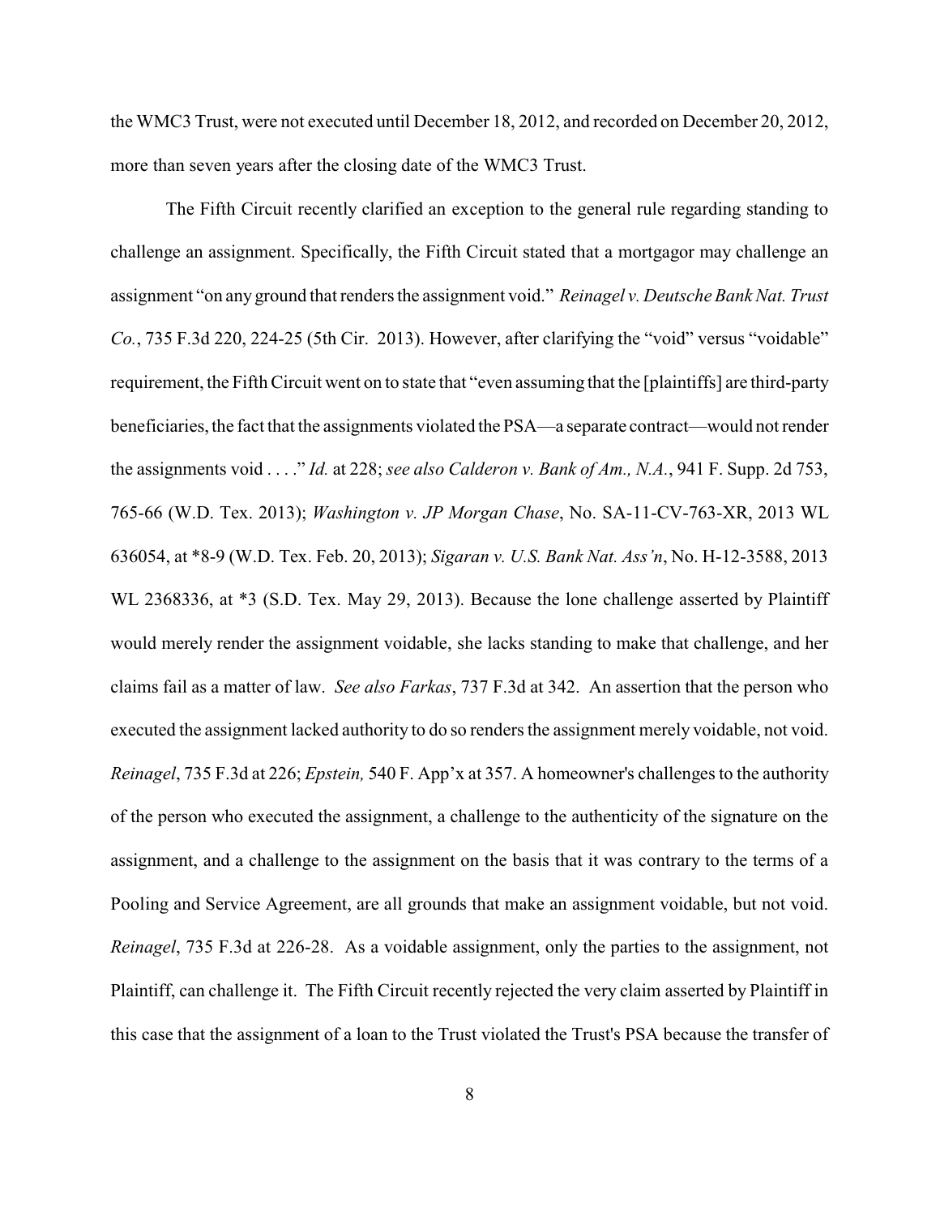the WMC3 Trust, were not executed until December 18, 2012, and recorded on December 20, 2012, more than seven years after the closing date of the WMC3 Trust.

The Fifth Circuit recently clarified an exception to the general rule regarding standing to challenge an assignment. Specifically, the Fifth Circuit stated that a mortgagor may challenge an assignment "on any ground that renders the assignment void." *Reinagel v. Deutsche Bank Nat. Trust Co.*, 735 F.3d 220, 224-25 (5th Cir. 2013). However, after clarifying the "void" versus "voidable" requirement, the Fifth Circuit went on to state that "even assuming that the [plaintiffs] are third-party beneficiaries, the fact that the assignments violated the PSA—a separate contract—would not render the assignments void . . . ." *Id.* at 228; *see also Calderon v. Bank of Am., N.A.*, 941 F. Supp. 2d 753, 765-66 (W.D. Tex. 2013); *Washington v. JP Morgan Chase*, No. SA-11-CV-763-XR, 2013 WL 636054, at *8-9 (W.D. Tex. Feb. 20, 2013); *Sigaran v. U.S. Bank Nat. Ass'n*, No. H-12-3588, 2013 WL 2368336, at *3 (S.D. Tex. May 29, 2013). Because the lone challenge asserted by Plaintiff would merely render the assignment voidable, she lacks standing to make that challenge, and her claims fail as a matter of law. *See also Farkas*, 737 F.3d at 342. An assertion that the person who executed the assignment lacked authority to do so renders the assignment merely voidable, not void. *Reinagel*, 735 F.3d at 226; *Epstein,* 540 F. App'x at 357. A homeowner's challenges to the authority of the person who executed the assignment, a challenge to the authenticity of the signature on the assignment, and a challenge to the assignment on the basis that it was contrary to the terms of a Pooling and Service Agreement, are all grounds that make an assignment voidable, but not void. *Reinagel*, 735 F.3d at 226-28. As a voidable assignment, only the parties to the assignment, not Plaintiff, can challenge it. The Fifth Circuit recently rejected the very claim asserted by Plaintiff in this case that the assignment of a loan to the Trust violated the Trust's PSA because the transfer of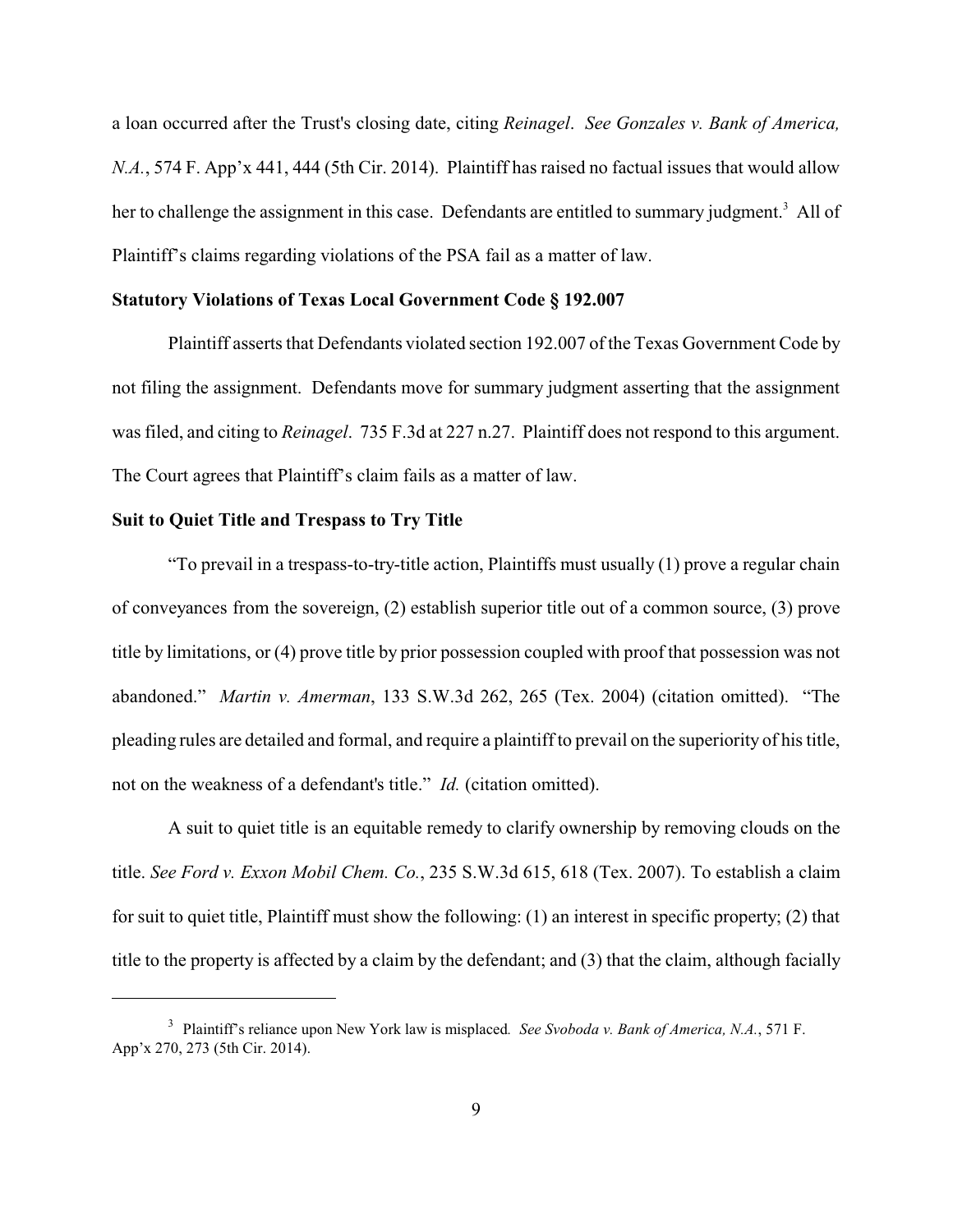a loan occurred after the Trust's closing date, citing *Reinagel*. *See Gonzales v. Bank of America, N.A.*, 574 F. App'x 441, 444 (5th Cir. 2014). Plaintiff has raised no factual issues that would allow her to challenge the assignment in this case. Defendants are entitled to summary judgment.[3] All of Plaintiff's claims regarding violations of the PSA fail as a matter of law.

**Statutory Violations of Texas Local Government Code § 192.007**

Plaintiff asserts that Defendants violated section 192.007 of the Texas Government Code by not filing the assignment. Defendants move for summary judgment asserting that the assignment was filed, and citing to *Reinagel*. 735 F.3d at 227 n.27. Plaintiff does not respond to this argument. The Court agrees that Plaintiff's claim fails as a matter of law.

**Suit to Quiet Title and Trespass to Try Title**

"To prevail in a trespass-to-try-title action, Plaintiffs must usually (1) prove a regular chain of conveyances from the sovereign, (2) establish superior title out of a common source, (3) prove title by limitations, or (4) prove title by prior possession coupled with proof that possession was not abandoned." *Martin v. Amerman*, 133 S.W.3d 262, 265 (Tex. 2004) (citation omitted). "The pleading rules are detailed and formal, and require a plaintiff to prevail on the superiority of his title, not on the weakness of a defendant's title." *Id.* (citation omitted).

A suit to quiet title is an equitable remedy to clarify ownership by removing clouds on the title. *See Ford v. Exxon Mobil Chem. Co.*, 235 S.W.3d 615, 618 (Tex. 2007). To establish a claim for suit to quiet title, Plaintiff must show the following: (1) an interest in specific property; (2) that title to the property is affected by a claim by the defendant; and (3) that the claim, although facially

---

[3] Plaintiff's reliance upon New York law is misplaced. *See Svoboda v. Bank of America, N.A.*, 571 F. App'x 270, 273 (5th Cir. 2014).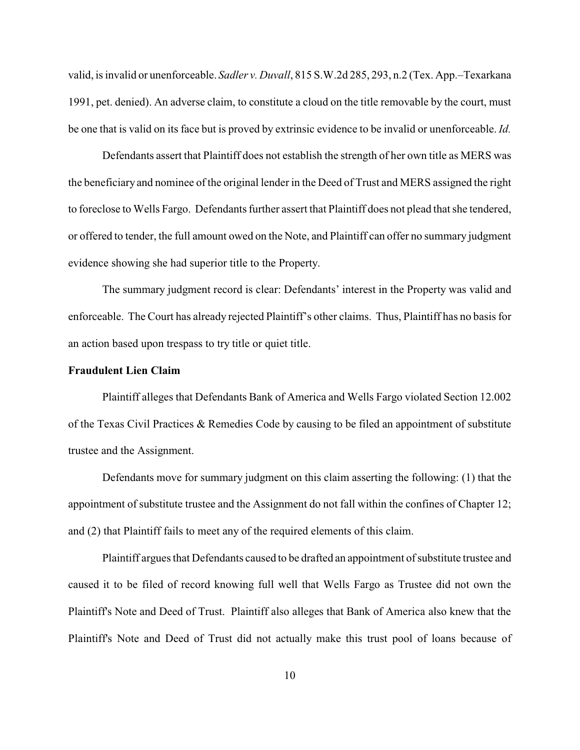valid, is invalid or unenforceable. *Sadler v. Duvall*, 815 S.W.2d 285, 293, n.2 (Tex. App.–Texarkana 1991, pet. denied). An adverse claim, to constitute a cloud on the title removable by the court, must be one that is valid on its face but is proved by extrinsic evidence to be invalid or unenforceable. *Id.*

Defendants assert that Plaintiff does not establish the strength of her own title as MERS was the beneficiary and nominee of the original lender in the Deed of Trust and MERS assigned the right to foreclose to Wells Fargo. Defendants further assert that Plaintiff does not plead that she tendered, or offered to tender, the full amount owed on the Note, and Plaintiff can offer no summary judgment evidence showing she had superior title to the Property.

The summary judgment record is clear: Defendants' interest in the Property was valid and enforceable. The Court has already rejected Plaintiff's other claims. Thus, Plaintiff has no basis for an action based upon trespass to try title or quiet title.

**Fraudulent Lien Claim**

Plaintiff alleges that Defendants Bank of America and Wells Fargo violated Section 12.002 of the Texas Civil Practices & Remedies Code by causing to be filed an appointment of substitute trustee and the Assignment.

Defendants move for summary judgment on this claim asserting the following: (1) that the appointment of substitute trustee and the Assignment do not fall within the confines of Chapter 12; and (2) that Plaintiff fails to meet any of the required elements of this claim.

Plaintiff argues that Defendants caused to be drafted an appointment of substitute trustee and caused it to be filed of record knowing full well that Wells Fargo as Trustee did not own the Plaintiff's Note and Deed of Trust. Plaintiff also alleges that Bank of America also knew that the Plaintiff's Note and Deed of Trust did not actually make this trust pool of loans because of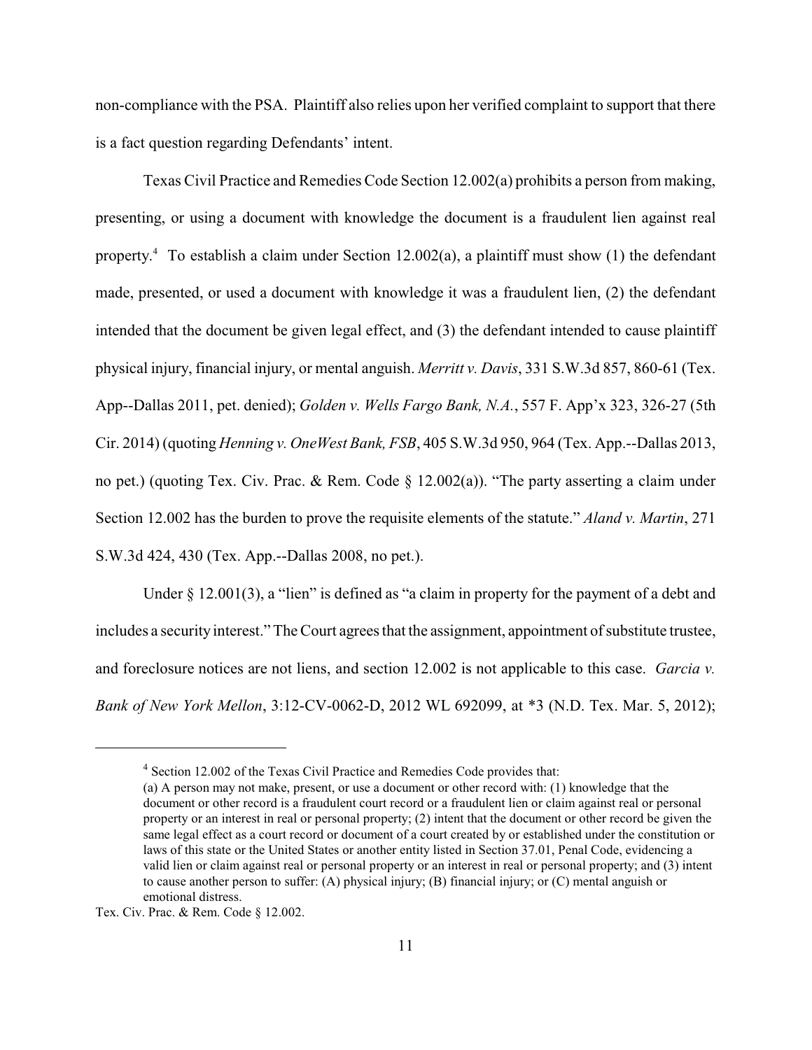non-compliance with the PSA. Plaintiff also relies upon her verified complaint to support that there is a fact question regarding Defendants' intent.

Texas Civil Practice and Remedies Code Section 12.002(a) prohibits a person from making, presenting, or using a document with knowledge the document is a fraudulent lien against real property.[4] To establish a claim under Section 12.002(a), a plaintiff must show (1) the defendant made, presented, or used a document with knowledge it was a fraudulent lien, (2) the defendant intended that the document be given legal effect, and (3) the defendant intended to cause plaintiff physical injury, financial injury, or mental anguish. *Merritt v. Davis*, 331 S.W.3d 857, 860-61 (Tex. App--Dallas 2011, pet. denied); *Golden v. Wells Fargo Bank, N.A.*, 557 F. App'x 323, 326-27 (5th Cir. 2014) (quoting *Henning v. OneWest Bank, FSB*, 405 S.W.3d 950, 964 (Tex. App.--Dallas 2013, no pet.) (quoting Tex. Civ. Prac. & Rem. Code § 12.002(a)). "The party asserting a claim under Section 12.002 has the burden to prove the requisite elements of the statute." *Aland v. Martin*, 271 S.W.3d 424, 430 (Tex. App.--Dallas 2008, no pet.).

Under § 12.001(3), a "lien" is defined as "a claim in property for the payment of a debt and includes a security interest." The Court agrees that the assignment, appointment of substitute trustee, and foreclosure notices are not liens, and section 12.002 is not applicable to this case. *Garcia v. Bank of New York Mellon*, 3:12-CV-0062-D, 2012 WL 692099, at *3 (N.D. Tex. Mar. 5, 2012);

---

[4] Section 12.002 of the Texas Civil Practice and Remedies Code provides that:

(a) A person may not make, present, or use a document or other record with: (1) knowledge that the document or other record is a fraudulent court record or a fraudulent lien or claim against real or personal property or an interest in real or personal property; (2) intent that the document or other record be given the same legal effect as a court record or document of a court created by or established under the constitution or laws of this state or the United States or another entity listed in Section 37.01, Penal Code, evidencing a valid lien or claim against real or personal property or an interest in real or personal property; and (3) intent to cause another person to suffer: (A) physical injury; (B) financial injury; or (C) mental anguish or emotional distress.

Tex. Civ. Prac. & Rem. Code § 12.002.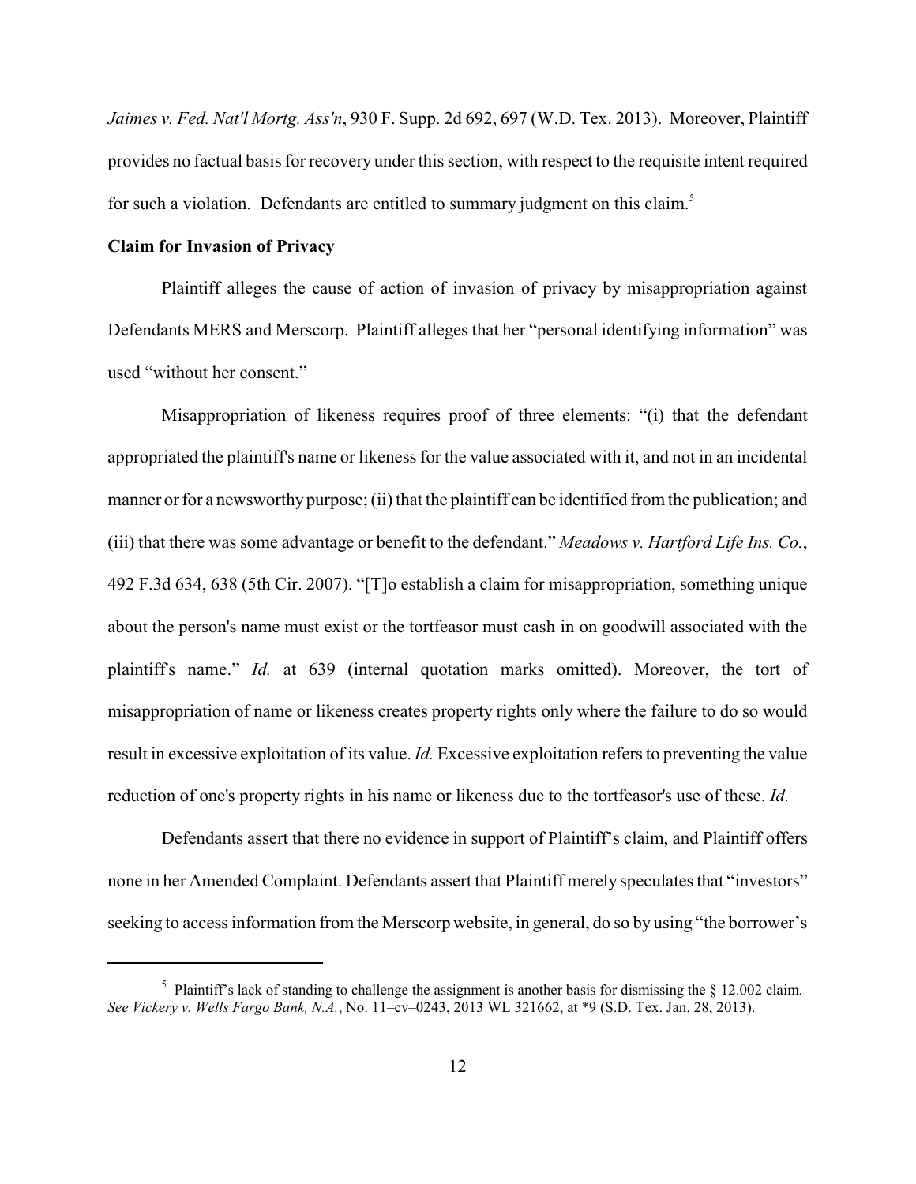*Jaimes v. Fed. Nat'l Mortg. Ass'n*, 930 F. Supp. 2d 692, 697 (W.D. Tex. 2013). Moreover, Plaintiff provides no factual basis for recovery under this section, with respect to the requisite intent required for such a violation. Defendants are entitled to summary judgment on this claim.[5]

**Claim for Invasion of Privacy**

Plaintiff alleges the cause of action of invasion of privacy by misappropriation against Defendants MERS and Merscorp. Plaintiff alleges that her "personal identifying information" was used "without her consent."

Misappropriation of likeness requires proof of three elements: "(i) that the defendant appropriated the plaintiff's name or likeness for the value associated with it, and not in an incidental manner or for a newsworthy purpose; (ii) that the plaintiff can be identified from the publication; and (iii) that there was some advantage or benefit to the defendant." *Meadows v. Hartford Life Ins. Co.*, 492 F.3d 634, 638 (5th Cir. 2007). "[T]o establish a claim for misappropriation, something unique about the person's name must exist or the tortfeasor must cash in on goodwill associated with the plaintiff's name." *Id.* at 639 (internal quotation marks omitted). Moreover, the tort of misappropriation of name or likeness creates property rights only where the failure to do so would result in excessive exploitation of its value. *Id.* Excessive exploitation refers to preventing the value reduction of one's property rights in his name or likeness due to the tortfeasor's use of these. *Id.*

Defendants assert that there no evidence in support of Plaintiff's claim, and Plaintiff offers none in her Amended Complaint. Defendants assert that Plaintiff merely speculates that "investors" seeking to access information from the Merscorp website, in general, do so by using "the borrower's

---

[5] Plaintiff's lack of standing to challenge the assignment is another basis for dismissing the § 12.002 claim. *See Vickery v. Wells Fargo Bank, N.A.*, No. 11–cv–0243, 2013 WL 321662, at *9 (S.D. Tex. Jan. 28, 2013).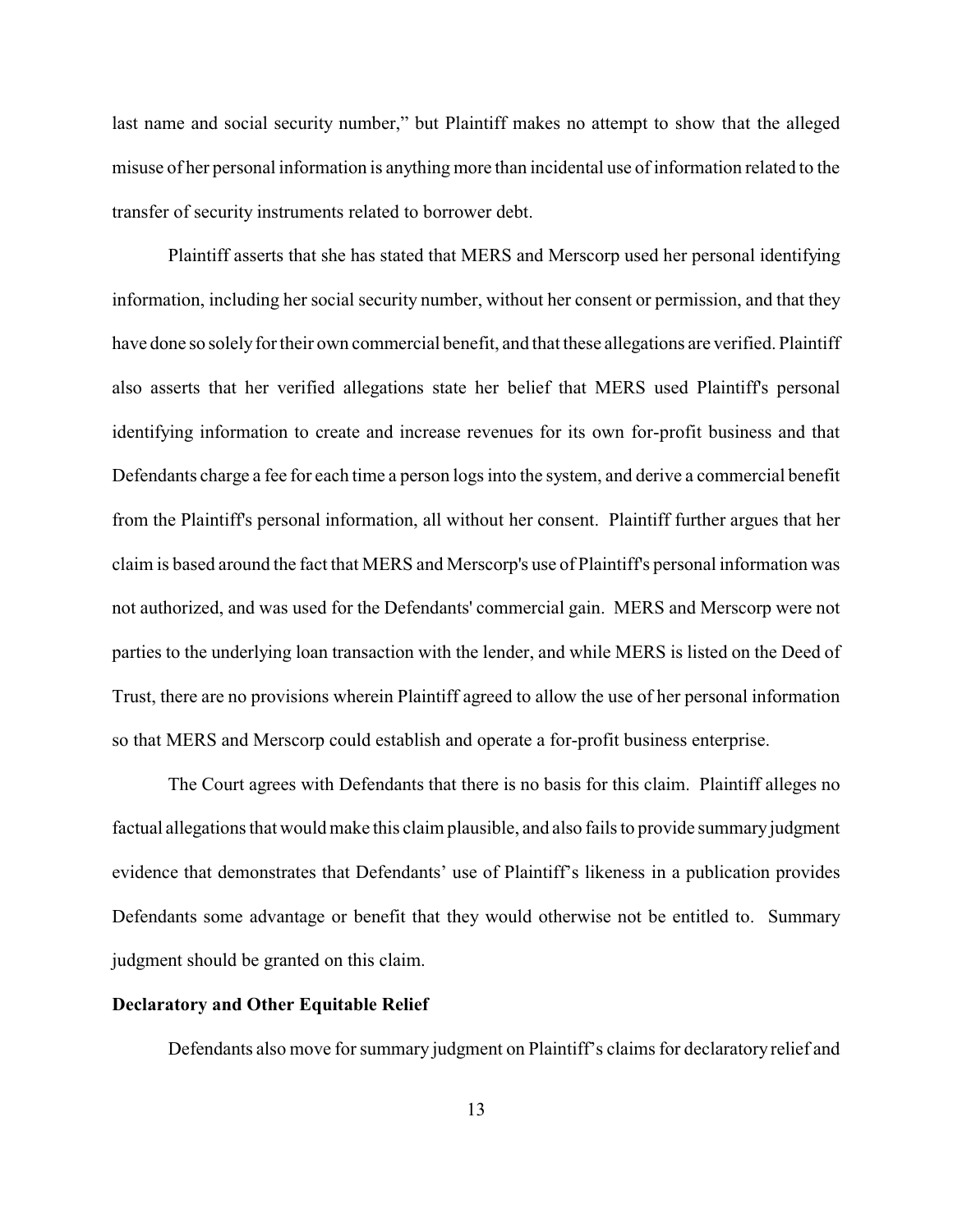last name and social security number," but Plaintiff makes no attempt to show that the alleged misuse of her personal information is anything more than incidental use of information related to the transfer of security instruments related to borrower debt.

Plaintiff asserts that she has stated that MERS and Merscorp used her personal identifying information, including her social security number, without her consent or permission, and that they have done so solely for their own commercial benefit, and that these allegations are verified. Plaintiff also asserts that her verified allegations state her belief that MERS used Plaintiff's personal identifying information to create and increase revenues for its own for-profit business and that Defendants charge a fee for each time a person logs into the system, and derive a commercial benefit from the Plaintiff's personal information, all without her consent. Plaintiff further argues that her claim is based around the fact that MERS and Merscorp's use of Plaintiff's personal information was not authorized, and was used for the Defendants' commercial gain. MERS and Merscorp were not parties to the underlying loan transaction with the lender, and while MERS is listed on the Deed of Trust, there are no provisions wherein Plaintiff agreed to allow the use of her personal information so that MERS and Merscorp could establish and operate a for-profit business enterprise.

The Court agrees with Defendants that there is no basis for this claim. Plaintiff alleges no factual allegations that would make this claim plausible, and also fails to provide summary judgment evidence that demonstrates that Defendants' use of Plaintiff's likeness in a publication provides Defendants some advantage or benefit that they would otherwise not be entitled to. Summary judgment should be granted on this claim.

**Declaratory and Other Equitable Relief**

Defendants also move for summary judgment on Plaintiff's claims for declaratory relief and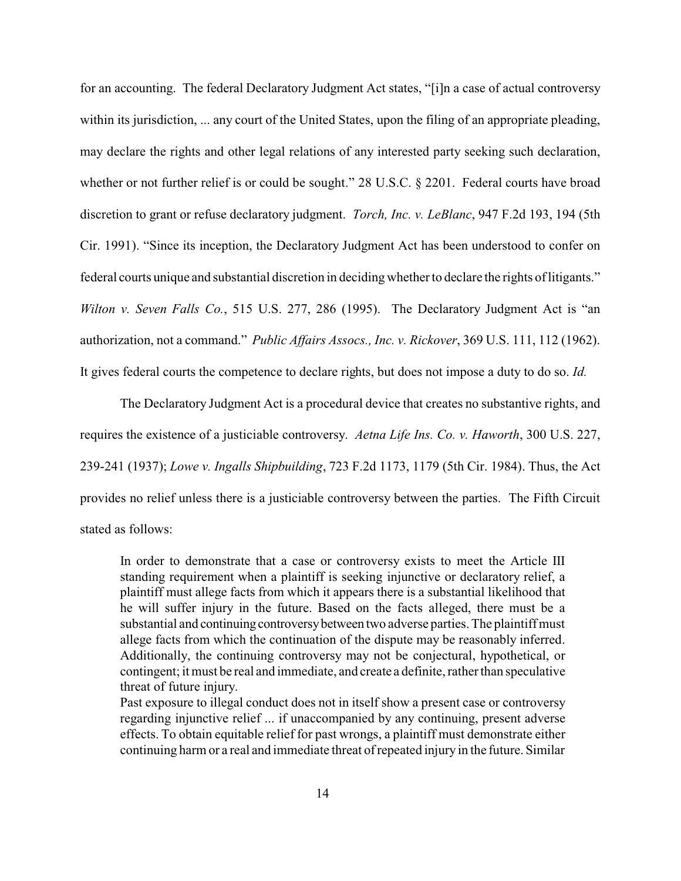for an accounting. The federal Declaratory Judgment Act states, "[i]n a case of actual controversy within its jurisdiction, ... any court of the United States, upon the filing of an appropriate pleading, may declare the rights and other legal relations of any interested party seeking such declaration, whether or not further relief is or could be sought." 28 U.S.C. § 2201. Federal courts have broad discretion to grant or refuse declaratory judgment. *Torch, Inc. v. LeBlanc*, 947 F.2d 193, 194 (5th Cir. 1991). "Since its inception, the Declaratory Judgment Act has been understood to confer on federal courts unique and substantial discretion in deciding whether to declare the rights of litigants." *Wilton v. Seven Falls Co.*, 515 U.S. 277, 286 (1995). The Declaratory Judgment Act is "an authorization, not a command." *Public Affairs Assocs., Inc. v. Rickover*, 369 U.S. 111, 112 (1962). It gives federal courts the competence to declare rights, but does not impose a duty to do so. *Id.*

The Declaratory Judgment Act is a procedural device that creates no substantive rights, and requires the existence of a justiciable controversy. *Aetna Life Ins. Co. v. Haworth*, 300 U.S. 227, 239-241 (1937); *Lowe v. Ingalls Shipbuilding*, 723 F.2d 1173, 1179 (5th Cir. 1984). Thus, the Act provides no relief unless there is a justiciable controversy between the parties. The Fifth Circuit stated as follows:

> In order to demonstrate that a case or controversy exists to meet the Article III standing requirement when a plaintiff is seeking injunctive or declaratory relief, a plaintiff must allege facts from which it appears there is a substantial likelihood that he will suffer injury in the future. Based on the facts alleged, there must be a substantial and continuing controversy between two adverse parties. The plaintiff must allege facts from which the continuation of the dispute may be reasonably inferred. Additionally, the continuing controversy may not be conjectural, hypothetical, or contingent; it must be real and immediate, and create a definite, rather than speculative threat of future injury.
>
> Past exposure to illegal conduct does not in itself show a present case or controversy regarding injunctive relief ... if unaccompanied by any continuing, present adverse effects. To obtain equitable relief for past wrongs, a plaintiff must demonstrate either continuing harm or a real and immediate threat of repeated injury in the future. Similar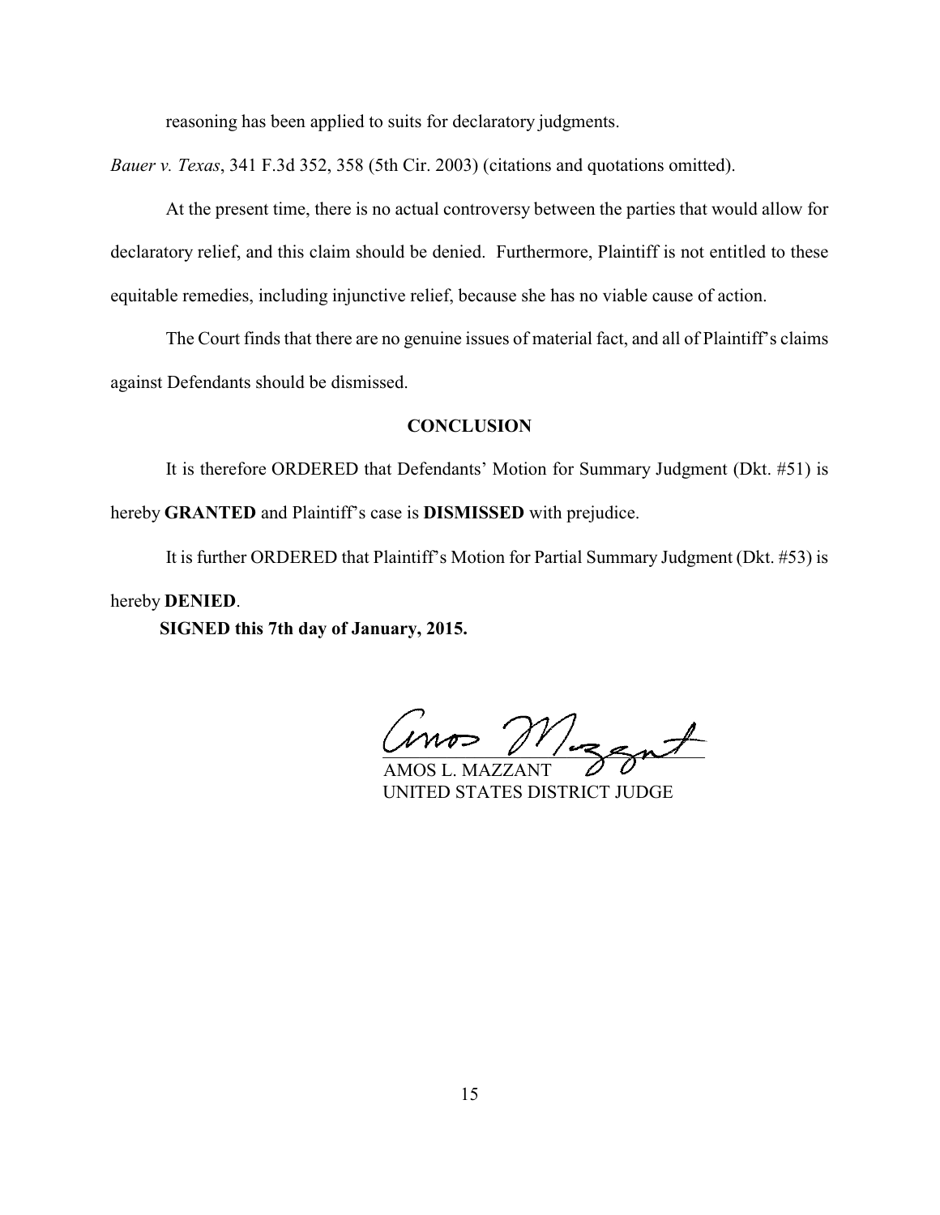reasoning has been applied to suits for declaratory judgments.

*Bauer v. Texas*, 341 F.3d 352, 358 (5th Cir. 2003) (citations and quotations omitted).

At the present time, there is no actual controversy between the parties that would allow for declaratory relief, and this claim should be denied. Furthermore, Plaintiff is not entitled to these equitable remedies, including injunctive relief, because she has no viable cause of action.

The Court finds that there are no genuine issues of material fact, and all of Plaintiff's claims against Defendants should be dismissed.

**CONCLUSION**

It is therefore ORDERED that Defendants' Motion for Summary Judgment (Dkt. #51) is hereby **GRANTED** and Plaintiff's case is **DISMISSED** with prejudice.

It is further ORDERED that Plaintiff's Motion for Partial Summary Judgment (Dkt. #53) is hereby **DENIED**.

**SIGNED this 7th day of January, 2015.**

AMOS L. MAZZANT
UNITED STATES DISTRICT JUDGE